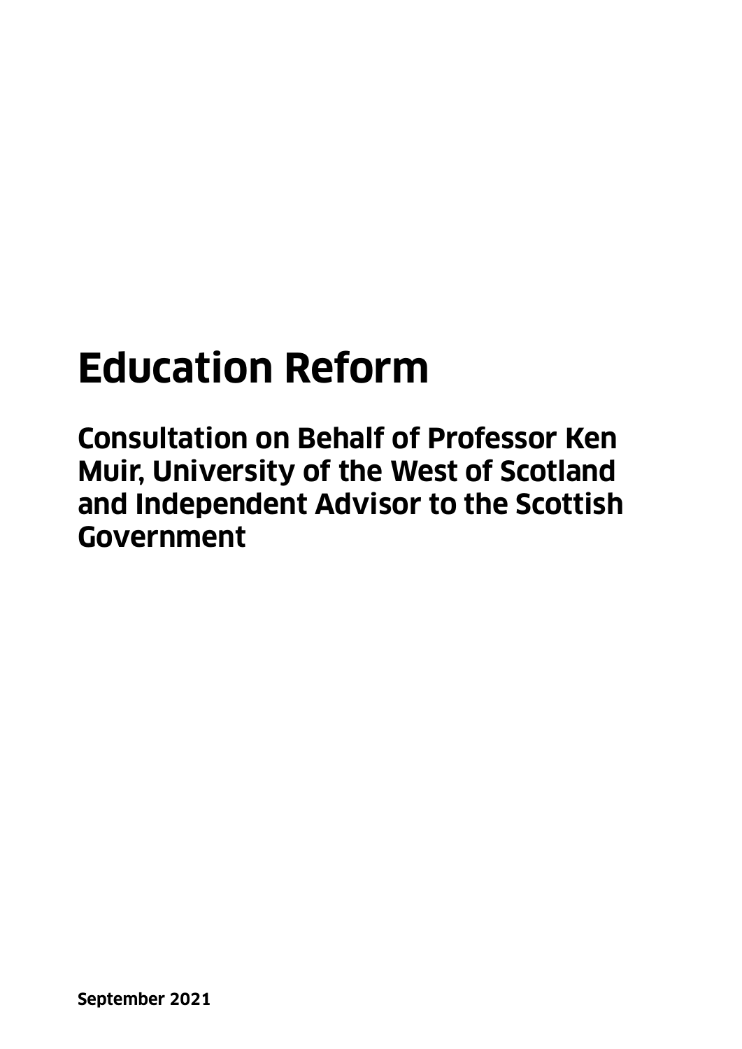# Education Reform

## Consultation on Behalf of Professor Ken Muir, University of the West of Scotland and Independent Advisor to the Scottish Government

**September 2021**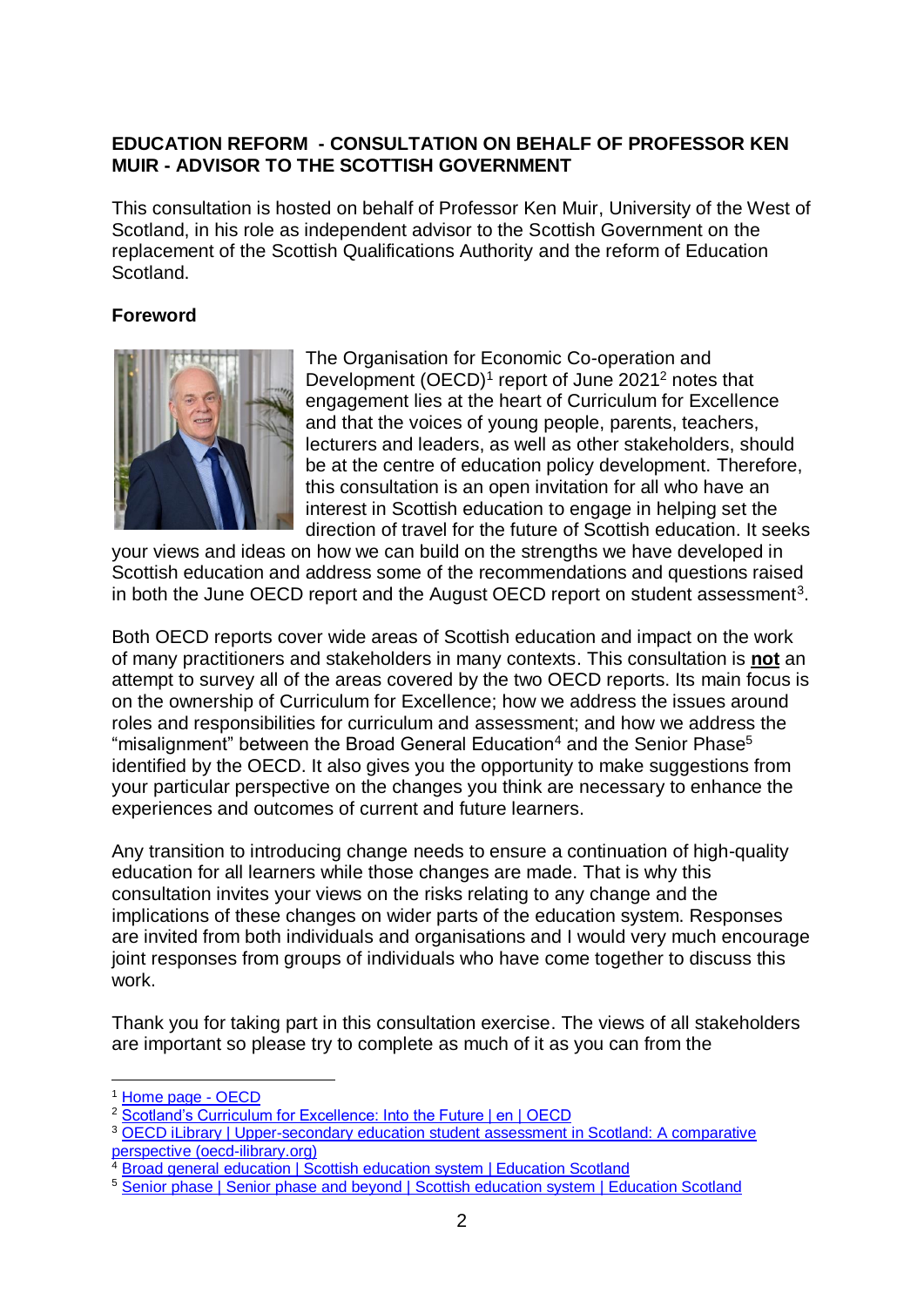**EDUCATION REFORM - CONSULTATION ON BEHALF OF PROFESSOR KEN MUIR - ADVISOR TO THE SCOTTISH GOVERNMENT**

This consultation is hosted on behalf of Professor Ken Muir, University of the West of Scotland, in his role as independent advisor to the Scottish Government on the replacement of the Scottish Qualifications Authority and the reform of Education Scotland.

**Foreword**

The Organisation for Economic Co-operation and Development (OECD)[1] report of June 2021[2] notes that engagement lies at the heart of Curriculum for Excellence and that the voices of young people, parents, teachers, lecturers and leaders, as well as other stakeholders, should be at the centre of education policy development. Therefore, this consultation is an open invitation for all who have an interest in Scottish education to engage in helping set the direction of travel for the future of Scottish education. It seeks your views and ideas on how we can build on the strengths we have developed in Scottish education and address some of the recommendations and questions raised in both the June OECD report and the August OECD report on student assessment[3].

Both OECD reports cover wide areas of Scottish education and impact on the work of many practitioners and stakeholders in many contexts. This consultation is **not** an attempt to survey all of the areas covered by the two OECD reports. Its main focus is on the ownership of Curriculum for Excellence; how we address the issues around roles and responsibilities for curriculum and assessment; and how we address the "misalignment" between the Broad General Education[4] and the Senior Phase[5] identified by the OECD. It also gives you the opportunity to make suggestions from your particular perspective on the changes you think are necessary to enhance the experiences and outcomes of current and future learners.

Any transition to introducing change needs to ensure a continuation of high-quality education for all learners while those changes are made. That is why this consultation invites your views on the risks relating to any change and the implications of these changes on wider parts of the education system. Responses are invited from both individuals and organisations and I would very much encourage joint responses from groups of individuals who have come together to discuss this work.

Thank you for taking part in this consultation exercise. The views of all stakeholders are important so please try to complete as much of it as you can from the

---

[1] Home page - OECD
[2] Scotland's Curriculum for Excellence: Into the Future | en | OECD
[3] OECD iLibrary | Upper-secondary education student assessment in Scotland: A comparative perspective (oecd-ilibrary.org)
[4] Broad general education | Scottish education system | Education Scotland
[5] Senior phase | Senior phase and beyond | Scottish education system | Education Scotland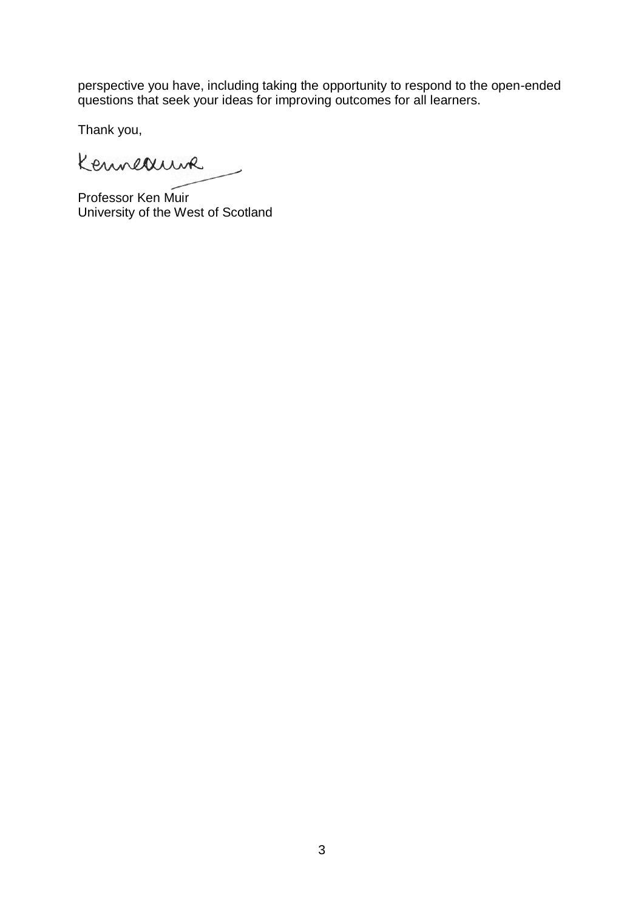perspective you have, including taking the opportunity to respond to the open-ended questions that seek your ideas for improving outcomes for all learners.

Thank you,

Professor Ken Muir
University of the West of Scotland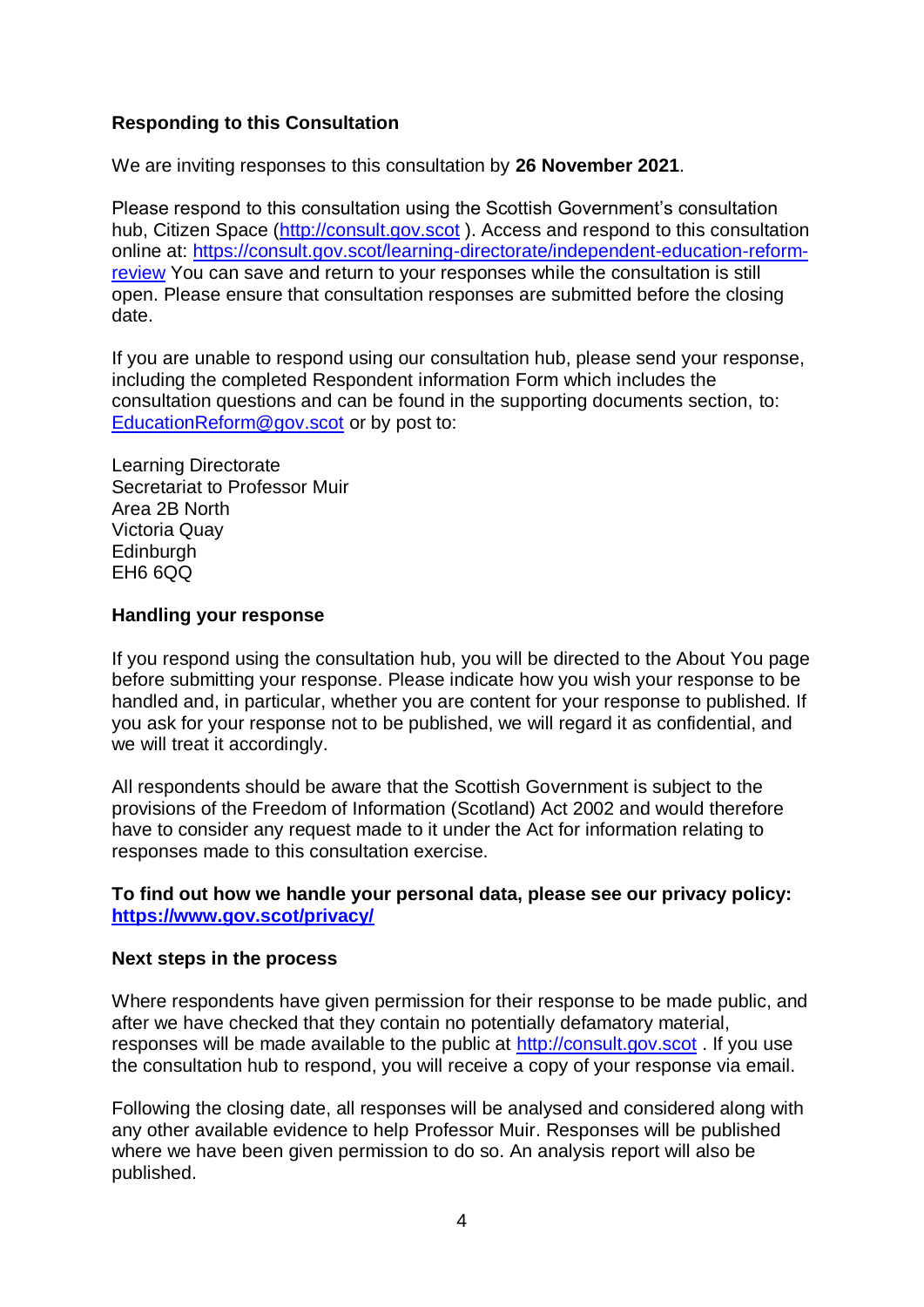## Responding to this Consultation

We are inviting responses to this consultation by **26 November 2021**.

Please respond to this consultation using the Scottish Government's consultation hub, Citizen Space (http://consult.gov.scot ). Access and respond to this consultation online at: https://consult.gov.scot/learning-directorate/independent-education-reform-review You can save and return to your responses while the consultation is still open. Please ensure that consultation responses are submitted before the closing date.

If you are unable to respond using our consultation hub, please send your response, including the completed Respondent information Form which includes the consultation questions and can be found in the supporting documents section, to: EducationReform@gov.scot or by post to:

Learning Directorate
Secretariat to Professor Muir
Area 2B North
Victoria Quay
Edinburgh
EH6 6QQ

## Handling your response

If you respond using the consultation hub, you will be directed to the About You page before submitting your response. Please indicate how you wish your response to be handled and, in particular, whether you are content for your response to published. If you ask for your response not to be published, we will regard it as confidential, and we will treat it accordingly.

All respondents should be aware that the Scottish Government is subject to the provisions of the Freedom of Information (Scotland) Act 2002 and would therefore have to consider any request made to it under the Act for information relating to responses made to this consultation exercise.

**To find out how we handle your personal data, please see our privacy policy: https://www.gov.scot/privacy/**

## Next steps in the process

Where respondents have given permission for their response to be made public, and after we have checked that they contain no potentially defamatory material, responses will be made available to the public at http://consult.gov.scot . If you use the consultation hub to respond, you will receive a copy of your response via email.

Following the closing date, all responses will be analysed and considered along with any other available evidence to help Professor Muir. Responses will be published where we have been given permission to do so. An analysis report will also be published.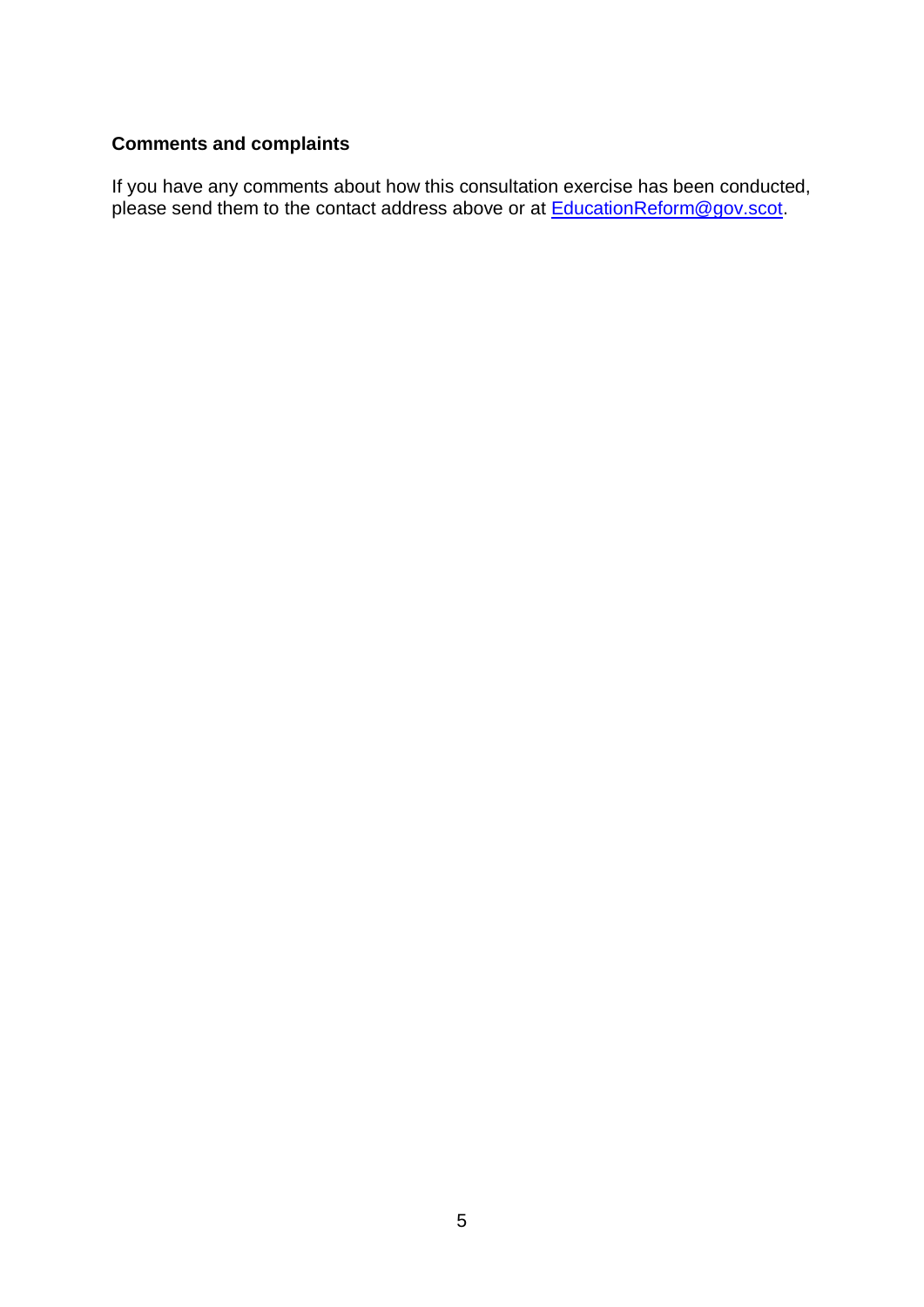**Comments and complaints**

If you have any comments about how this consultation exercise has been conducted, please send them to the contact address above or at EducationReform@gov.scot.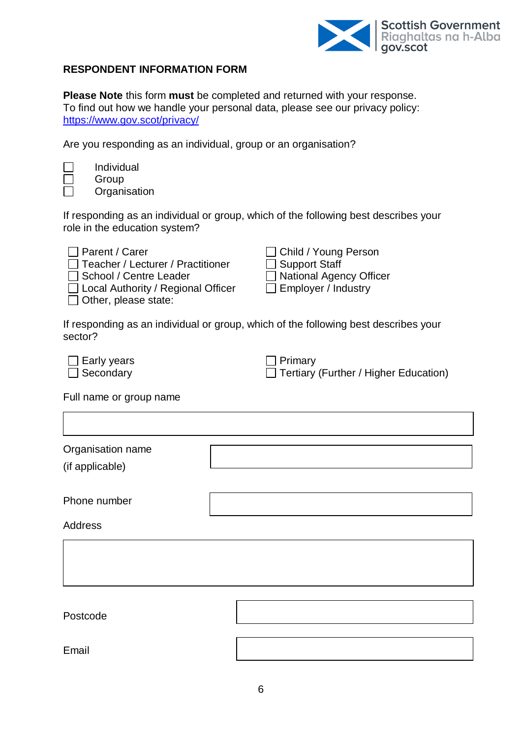**RESPONDENT INFORMATION FORM**

**Please Note** this form **must** be completed and returned with your response.
To find out how we handle your personal data, please see our privacy policy: [https://www.gov.scot/privacy/](https://www.gov.scot/privacy/)

Are you responding as an individual, group or an organisation?

- ☐ Individual
- ☐ Group
- ☐ Organisation

If responding as an individual or group, which of the following best describes your role in the education system?

- ☐ Parent / Carer
- ☐ Teacher / Lecturer / Practitioner
- ☐ School / Centre Leader
- ☐ Local Authority / Regional Officer
- ☐ Other, please state:
- ☐ Child / Young Person
- ☐ Support Staff
- ☐ National Agency Officer
- ☐ Employer / Industry

If responding as an individual or group, which of the following best describes your sector?

- ☐ Early years
- ☐ Secondary
- ☐ Primary
- ☐ Tertiary (Further / Higher Education)

Full name or group name

| |
|---|
| |

Organisation name (if applicable)

| |
|---|
| |

Phone number

| |
|---|
| |

Address

| |
|---|
| |

Postcode

| |
|---|
| |

Email

| |
|---|
| |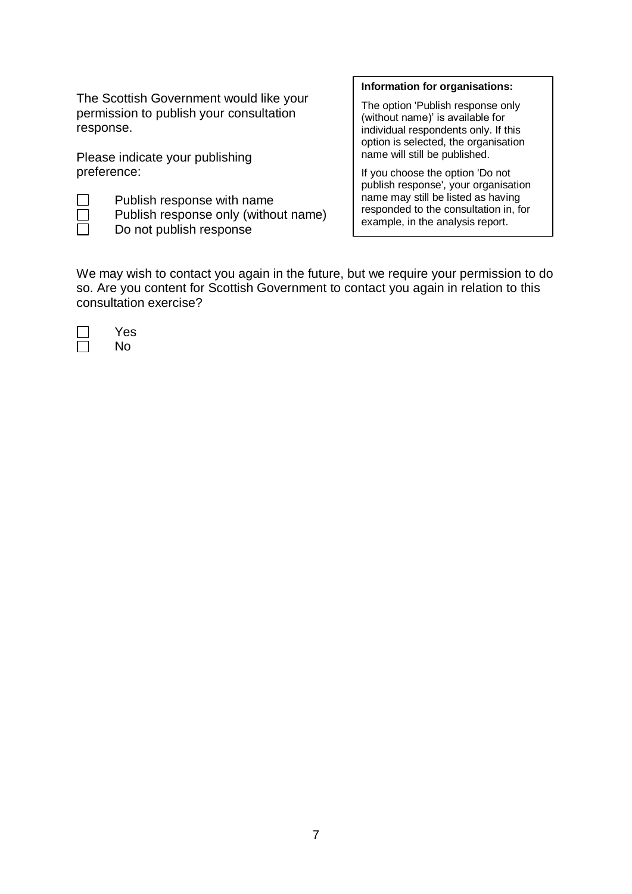The Scottish Government would like your permission to publish your consultation response.

Please indicate your publishing preference:

☐ Publish response with name
☐ Publish response only (without name)
☐ Do not publish response

> **Information for organisations:**
>
> The option 'Publish response only (without name)' is available for individual respondents only. If this option is selected, the organisation name will still be published.
>
> If you choose the option 'Do not publish response', your organisation name may still be listed as having responded to the consultation in, for example, in the analysis report.

We may wish to contact you again in the future, but we require your permission to do so. Are you content for Scottish Government to contact you again in relation to this consultation exercise?

☐ Yes
☐ No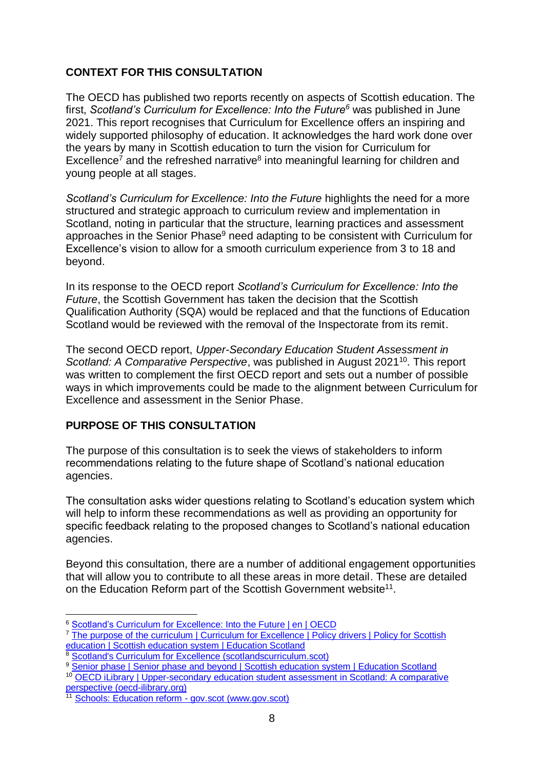## CONTEXT FOR THIS CONSULTATION

The OECD has published two reports recently on aspects of Scottish education. The first, *Scotland's Curriculum for Excellence: Into the Future*[6] was published in June 2021. This report recognises that Curriculum for Excellence offers an inspiring and widely supported philosophy of education. It acknowledges the hard work done over the years by many in Scottish education to turn the vision for Curriculum for Excellence[7] and the refreshed narrative[8] into meaningful learning for children and young people at all stages.

*Scotland's Curriculum for Excellence: Into the Future* highlights the need for a more structured and strategic approach to curriculum review and implementation in Scotland, noting in particular that the structure, learning practices and assessment approaches in the Senior Phase[9] need adapting to be consistent with Curriculum for Excellence's vision to allow for a smooth curriculum experience from 3 to 18 and beyond.

In its response to the OECD report *Scotland's Curriculum for Excellence: Into the Future*, the Scottish Government has taken the decision that the Scottish Qualification Authority (SQA) would be replaced and that the functions of Education Scotland would be reviewed with the removal of the Inspectorate from its remit.

The second OECD report, *Upper-Secondary Education Student Assessment in Scotland: A Comparative Perspective*, was published in August 2021[10]. This report was written to complement the first OECD report and sets out a number of possible ways in which improvements could be made to the alignment between Curriculum for Excellence and assessment in the Senior Phase.

## PURPOSE OF THIS CONSULTATION

The purpose of this consultation is to seek the views of stakeholders to inform recommendations relating to the future shape of Scotland's national education agencies.

The consultation asks wider questions relating to Scotland's education system which will help to inform these recommendations as well as providing an opportunity for specific feedback relating to the proposed changes to Scotland's national education agencies.

Beyond this consultation, there are a number of additional engagement opportunities that will allow you to contribute to all these areas in more detail. These are detailed on the Education Reform part of the Scottish Government website[11].

---

[6] Scotland's Curriculum for Excellence: Into the Future | en | OECD

[7] The purpose of the curriculum | Curriculum for Excellence | Policy drivers | Policy for Scottish education | Scottish education system | Education Scotland

[8] Scotland's Curriculum for Excellence (scotlandscurriculum.scot)

[9] Senior phase | Senior phase and beyond | Scottish education system | Education Scotland

[10] OECD iLibrary | Upper-secondary education student assessment in Scotland: A comparative perspective (oecd-ilibrary.org)

[11] Schools: Education reform - gov.scot (www.gov.scot)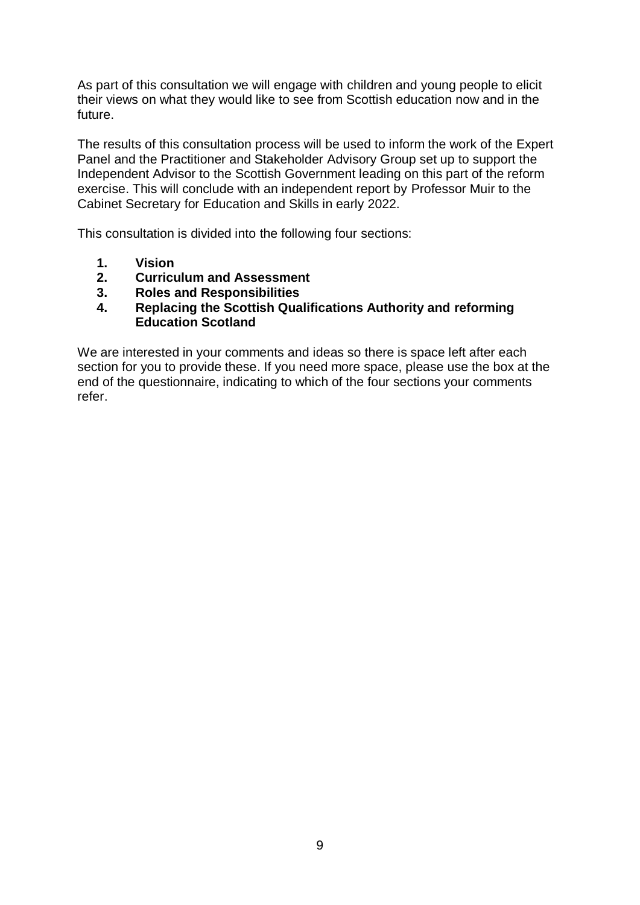As part of this consultation we will engage with children and young people to elicit their views on what they would like to see from Scottish education now and in the future.

The results of this consultation process will be used to inform the work of the Expert Panel and the Practitioner and Stakeholder Advisory Group set up to support the Independent Advisor to the Scottish Government leading on this part of the reform exercise. This will conclude with an independent report by Professor Muir to the Cabinet Secretary for Education and Skills in early 2022.

This consultation is divided into the following four sections:

1. **Vision**
2. **Curriculum and Assessment**
3. **Roles and Responsibilities**
4. **Replacing the Scottish Qualifications Authority and reforming Education Scotland**

We are interested in your comments and ideas so there is space left after each section for you to provide these. If you need more space, please use the box at the end of the questionnaire, indicating to which of the four sections your comments refer.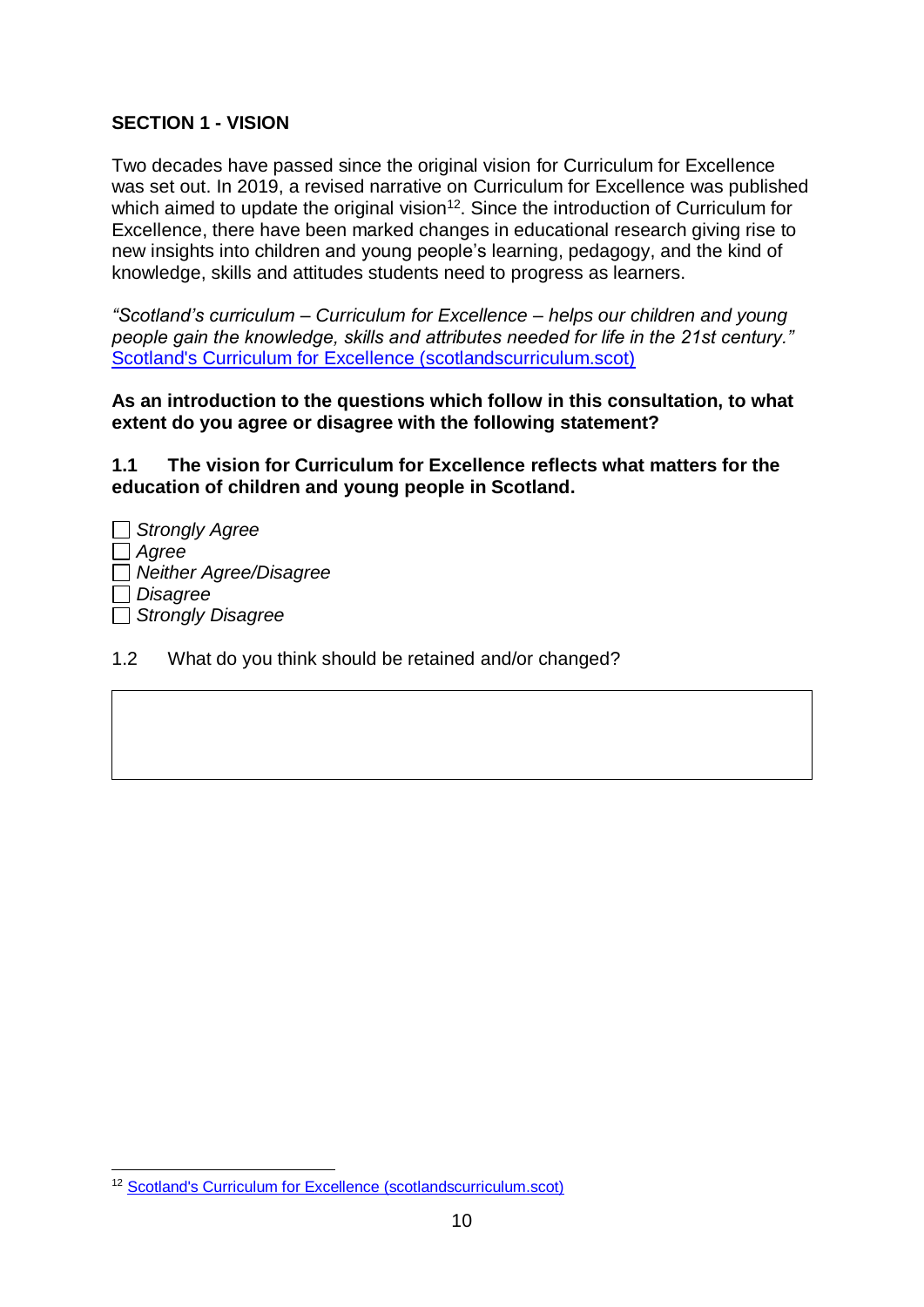## SECTION 1 - VISION

Two decades have passed since the original vision for Curriculum for Excellence was set out. In 2019, a revised narrative on Curriculum for Excellence was published which aimed to update the original vision[12]. Since the introduction of Curriculum for Excellence, there have been marked changes in educational research giving rise to new insights into children and young people's learning, pedagogy, and the kind of knowledge, skills and attitudes students need to progress as learners.

*"Scotland's curriculum – Curriculum for Excellence – helps our children and young people gain the knowledge, skills and attributes needed for life in the 21st century."* [Scotland's Curriculum for Excellence (scotlandscurriculum.scot)]

**As an introduction to the questions which follow in this consultation, to what extent do you agree or disagree with the following statement?**

**1.1 The vision for Curriculum for Excellence reflects what matters for the education of children and young people in Scotland.**

- ☐ *Strongly Agree*
- ☐ *Agree*
- ☐ *Neither Agree/Disagree*
- ☐ *Disagree*
- ☐ *Strongly Disagree*

1.2 What do you think should be retained and/or changed?

| |
|---|
| |

---

[12] Scotland's Curriculum for Excellence (scotlandscurriculum.scot)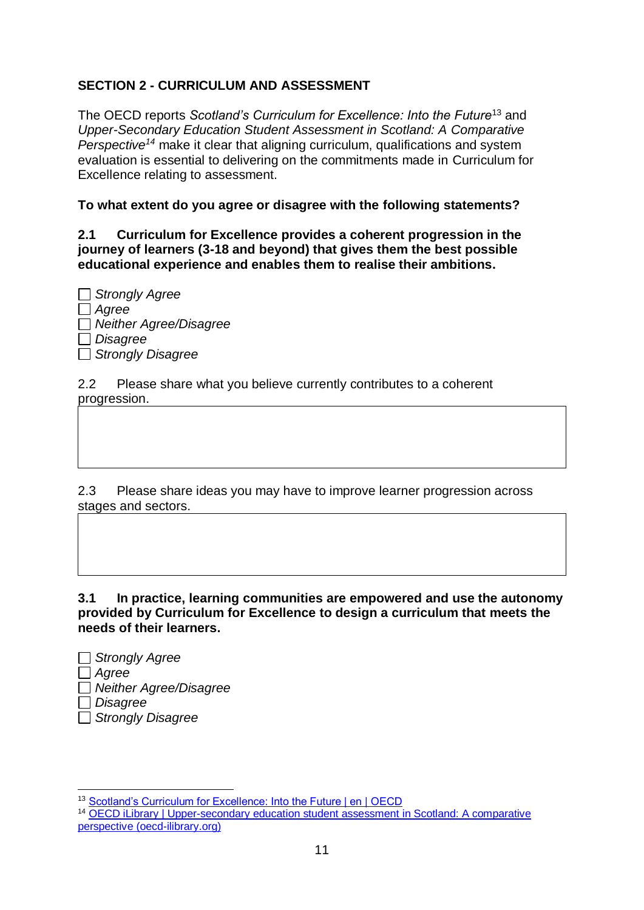## SECTION 2 - CURRICULUM AND ASSESSMENT

The OECD reports *Scotland's Curriculum for Excellence: Into the Future*[13] and *Upper-Secondary Education Student Assessment in Scotland: A Comparative Perspective*[14] make it clear that aligning curriculum, qualifications and system evaluation is essential to delivering on the commitments made in Curriculum for Excellence relating to assessment.

**To what extent do you agree or disagree with the following statements?**

**2.1 Curriculum for Excellence provides a coherent progression in the journey of learners (3-18 and beyond) that gives them the best possible educational experience and enables them to realise their ambitions.**

- ☐ *Strongly Agree*
- ☐ *Agree*
- ☐ *Neither Agree/Disagree*
- ☐ *Disagree*
- ☐ *Strongly Disagree*

2.2 Please share what you believe currently contributes to a coherent progression.

| |
|---|
| |

2.3 Please share ideas you may have to improve learner progression across stages and sectors.

| |
|---|
| |

**3.1 In practice, learning communities are empowered and use the autonomy provided by Curriculum for Excellence to design a curriculum that meets the needs of their learners.**

- ☐ *Strongly Agree*
- ☐ *Agree*
- ☐ *Neither Agree/Disagree*
- ☐ *Disagree*
- ☐ *Strongly Disagree*

---

[13] Scotland's Curriculum for Excellence: Into the Future | en | OECD

[14] OECD iLibrary | Upper-secondary education student assessment in Scotland: A comparative perspective (oecd-ilibrary.org)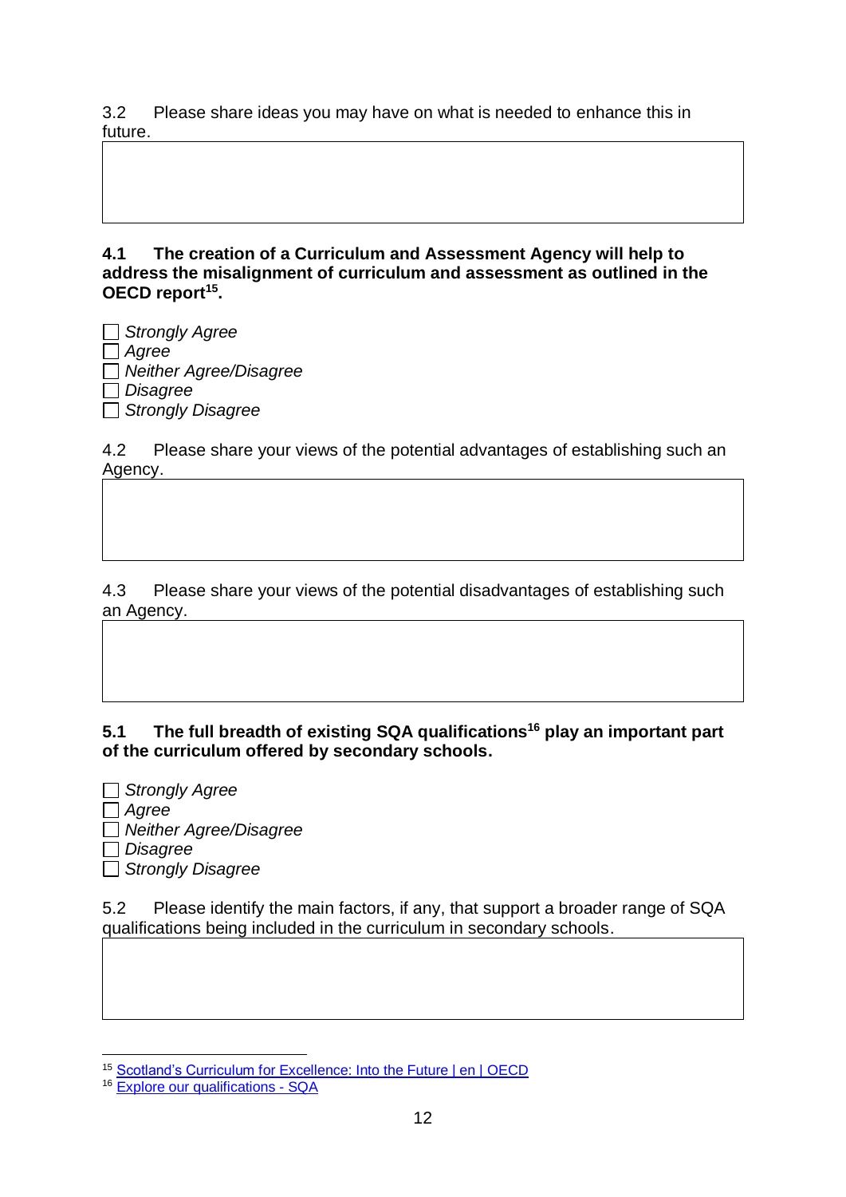3.2 Please share ideas you may have on what is needed to enhance this in future.

| |
|---|
| |

**4.1 The creation of a Curriculum and Assessment Agency will help to address the misalignment of curriculum and assessment as outlined in the OECD report[15].**

☐ *Strongly Agree*
☐ *Agree*
☐ *Neither Agree/Disagree*
☐ *Disagree*
☐ *Strongly Disagree*

4.2 Please share your views of the potential advantages of establishing such an Agency.

| |
|---|
| |

4.3 Please share your views of the potential disadvantages of establishing such an Agency.

| |
|---|
| |

**5.1 The full breadth of existing SQA qualifications[16] play an important part of the curriculum offered by secondary schools.**

☐ *Strongly Agree*
☐ *Agree*
☐ *Neither Agree/Disagree*
☐ *Disagree*
☐ *Strongly Disagree*

5.2 Please identify the main factors, if any, that support a broader range of SQA qualifications being included in the curriculum in secondary schools.

| |
|---|
| |

[15] Scotland's Curriculum for Excellence: Into the Future | en | OECD

[16] Explore our qualifications - SQA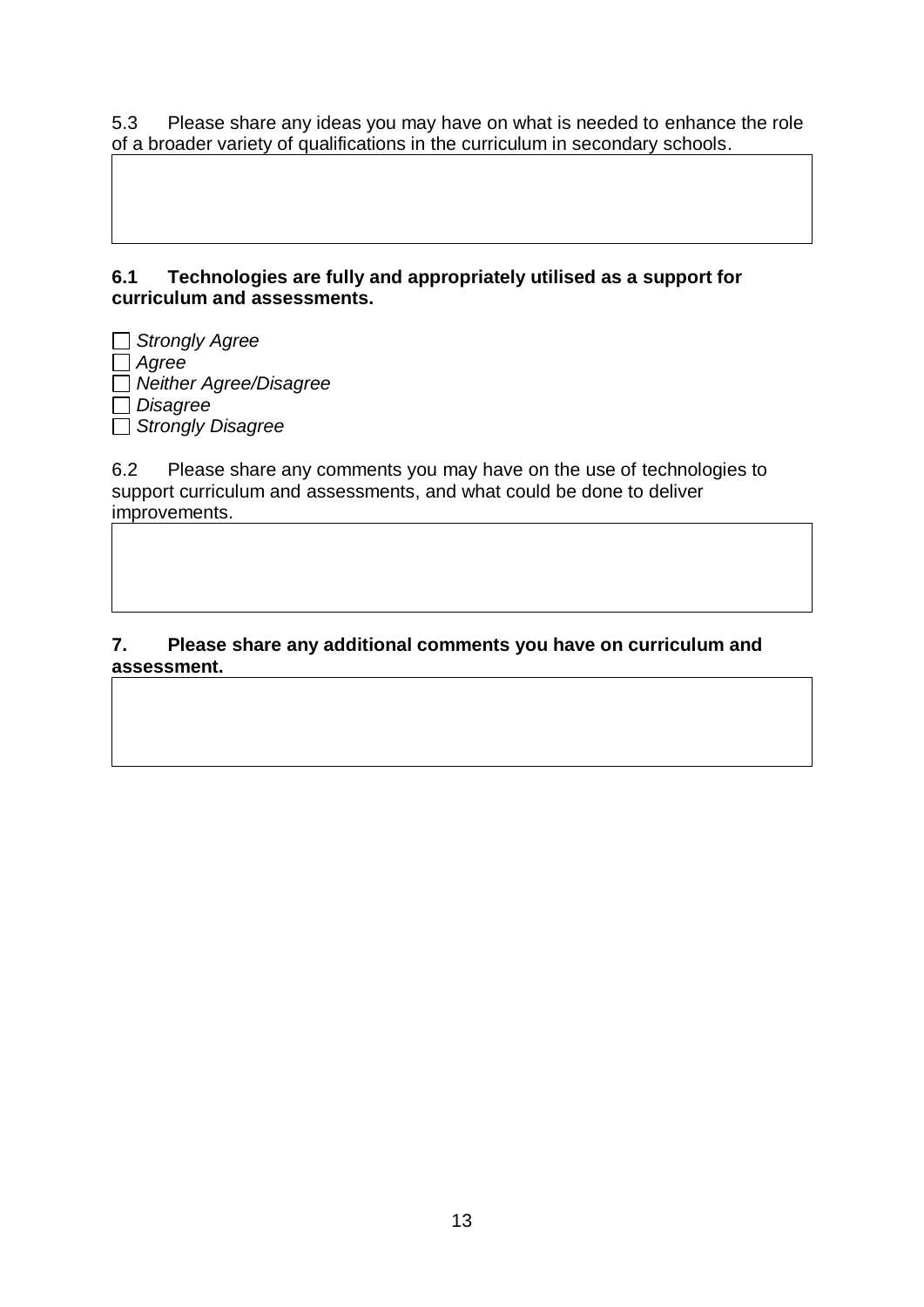5.3 Please share any ideas you may have on what is needed to enhance the role of a broader variety of qualifications in the curriculum in secondary schools.

|   |
|---|
|   |

**6.1 Technologies are fully and appropriately utilised as a support for curriculum and assessments.**

- ☐ *Strongly Agree*
- ☐ *Agree*
- ☐ *Neither Agree/Disagree*
- ☐ *Disagree*
- ☐ *Strongly Disagree*

6.2 Please share any comments you may have on the use of technologies to support curriculum and assessments, and what could be done to deliver improvements.

|   |
|---|
|   |

**7. Please share any additional comments you have on curriculum and assessment.**

|   |
|---|
|   |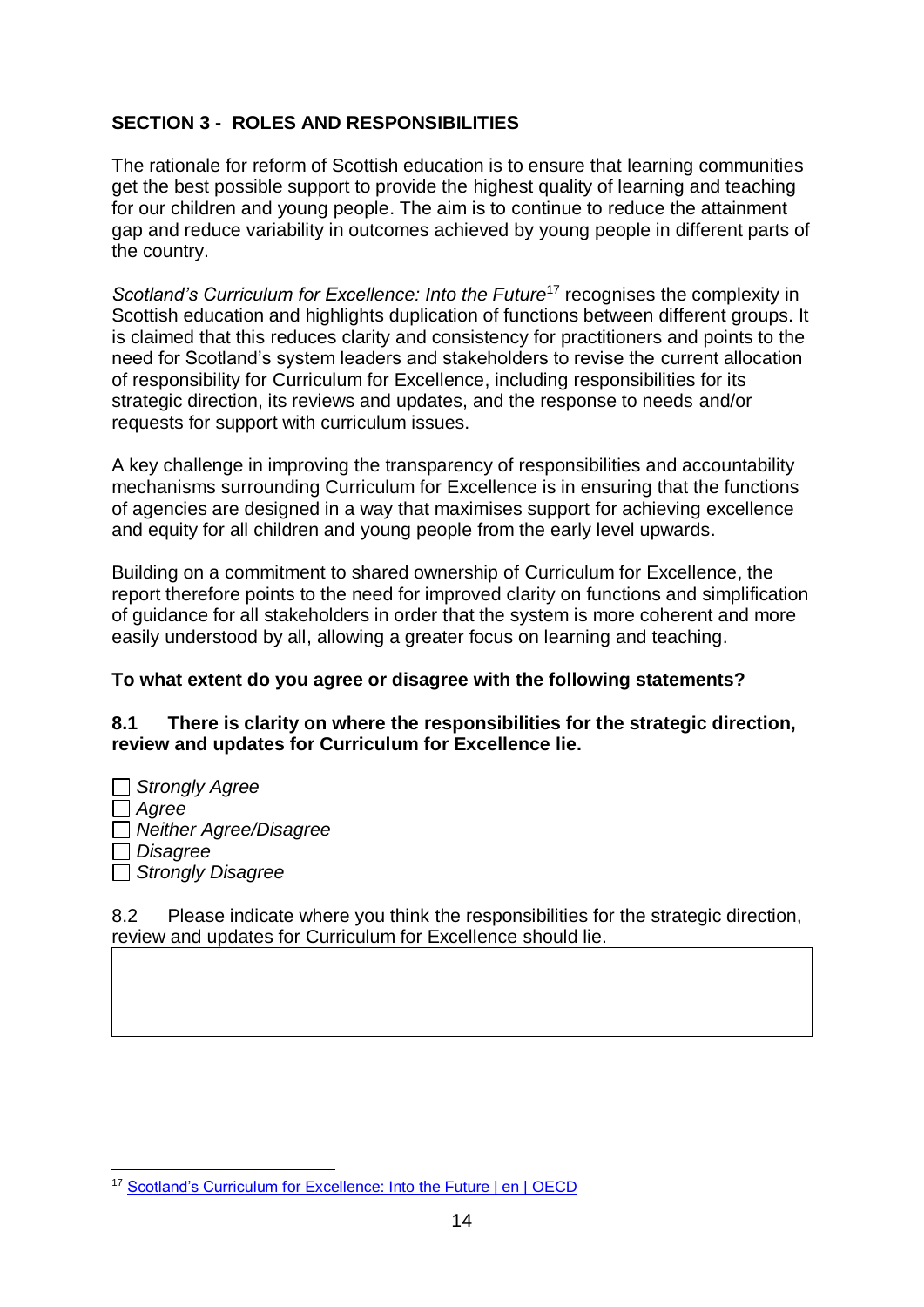## SECTION 3 - ROLES AND RESPONSIBILITIES

The rationale for reform of Scottish education is to ensure that learning communities get the best possible support to provide the highest quality of learning and teaching for our children and young people. The aim is to continue to reduce the attainment gap and reduce variability in outcomes achieved by young people in different parts of the country.

*Scotland's Curriculum for Excellence: Into the Future*[17] recognises the complexity in Scottish education and highlights duplication of functions between different groups. It is claimed that this reduces clarity and consistency for practitioners and points to the need for Scotland's system leaders and stakeholders to revise the current allocation of responsibility for Curriculum for Excellence, including responsibilities for its strategic direction, its reviews and updates, and the response to needs and/or requests for support with curriculum issues.

A key challenge in improving the transparency of responsibilities and accountability mechanisms surrounding Curriculum for Excellence is in ensuring that the functions of agencies are designed in a way that maximises support for achieving excellence and equity for all children and young people from the early level upwards.

Building on a commitment to shared ownership of Curriculum for Excellence, the report therefore points to the need for improved clarity on functions and simplification of guidance for all stakeholders in order that the system is more coherent and more easily understood by all, allowing a greater focus on learning and teaching.

**To what extent do you agree or disagree with the following statements?**

**8.1 There is clarity on where the responsibilities for the strategic direction, review and updates for Curriculum for Excellence lie.**

- ☐ *Strongly Agree*
- ☐ *Agree*
- ☐ *Neither Agree/Disagree*
- ☐ *Disagree*
- ☐ *Strongly Disagree*

8.2 Please indicate where you think the responsibilities for the strategic direction, review and updates for Curriculum for Excellence should lie.

| |
|---|
| |

[17] Scotland's Curriculum for Excellence: Into the Future | en | OECD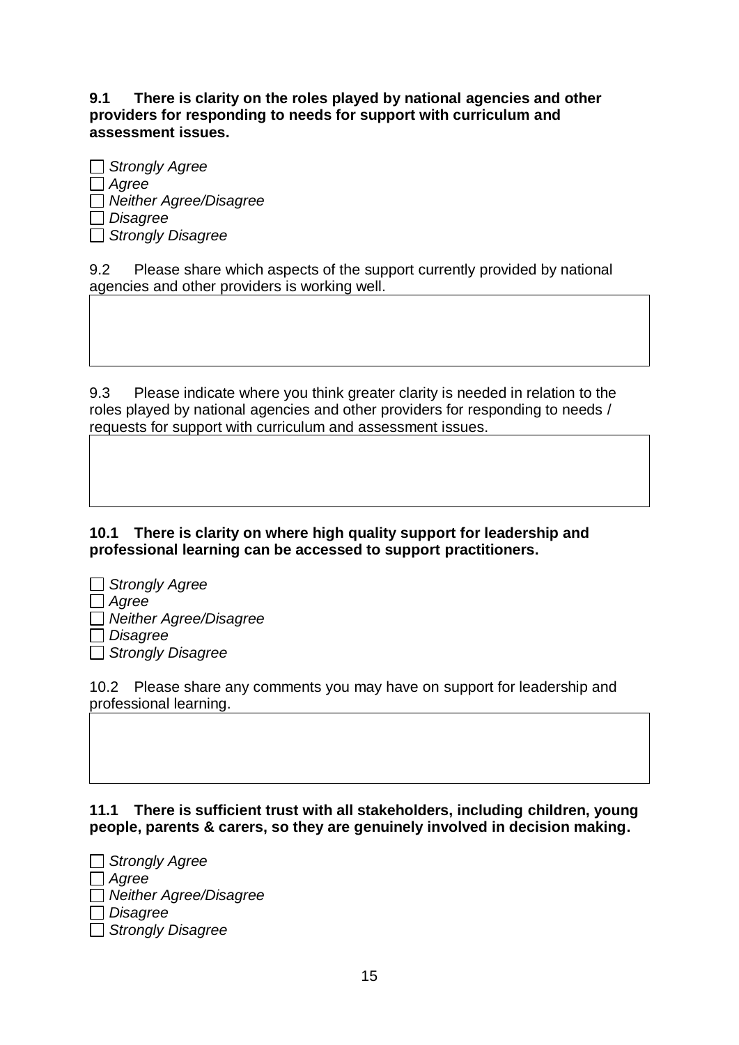**9.1 There is clarity on the roles played by national agencies and other providers for responding to needs for support with curriculum and assessment issues.**

- [ ] *Strongly Agree*
- [ ] *Agree*
- [ ] *Neither Agree/Disagree*
- [ ] *Disagree*
- [ ] *Strongly Disagree*

9.2 Please share which aspects of the support currently provided by national agencies and other providers is working well.

| |
|---|
| |

9.3 Please indicate where you think greater clarity is needed in relation to the roles played by national agencies and other providers for responding to needs / requests for support with curriculum and assessment issues.

| |
|---|
| |

**10.1 There is clarity on where high quality support for leadership and professional learning can be accessed to support practitioners.**

- [ ] *Strongly Agree*
- [ ] *Agree*
- [ ] *Neither Agree/Disagree*
- [ ] *Disagree*
- [ ] *Strongly Disagree*

10.2 Please share any comments you may have on support for leadership and professional learning.

| |
|---|
| |

**11.1 There is sufficient trust with all stakeholders, including children, young people, parents & carers, so they are genuinely involved in decision making.**

- [ ] *Strongly Agree*
- [ ] *Agree*
- [ ] *Neither Agree/Disagree*
- [ ] *Disagree*
- [ ] *Strongly Disagree*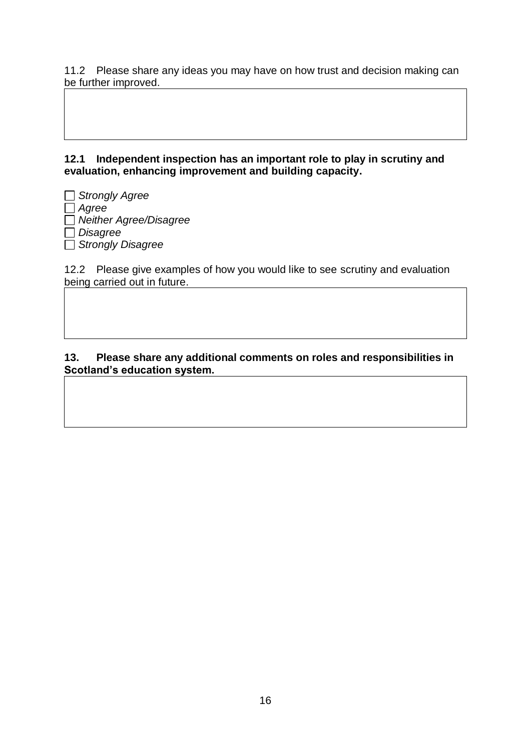11.2 Please share any ideas you may have on how trust and decision making can be further improved.

**12.1 Independent inspection has an important role to play in scrutiny and evaluation, enhancing improvement and building capacity.**

- ☐ *Strongly Agree*
- ☐ *Agree*
- ☐ *Neither Agree/Disagree*
- ☐ *Disagree*
- ☐ *Strongly Disagree*

12.2 Please give examples of how you would like to see scrutiny and evaluation being carried out in future.

**13. Please share any additional comments on roles and responsibilities in Scotland's education system.**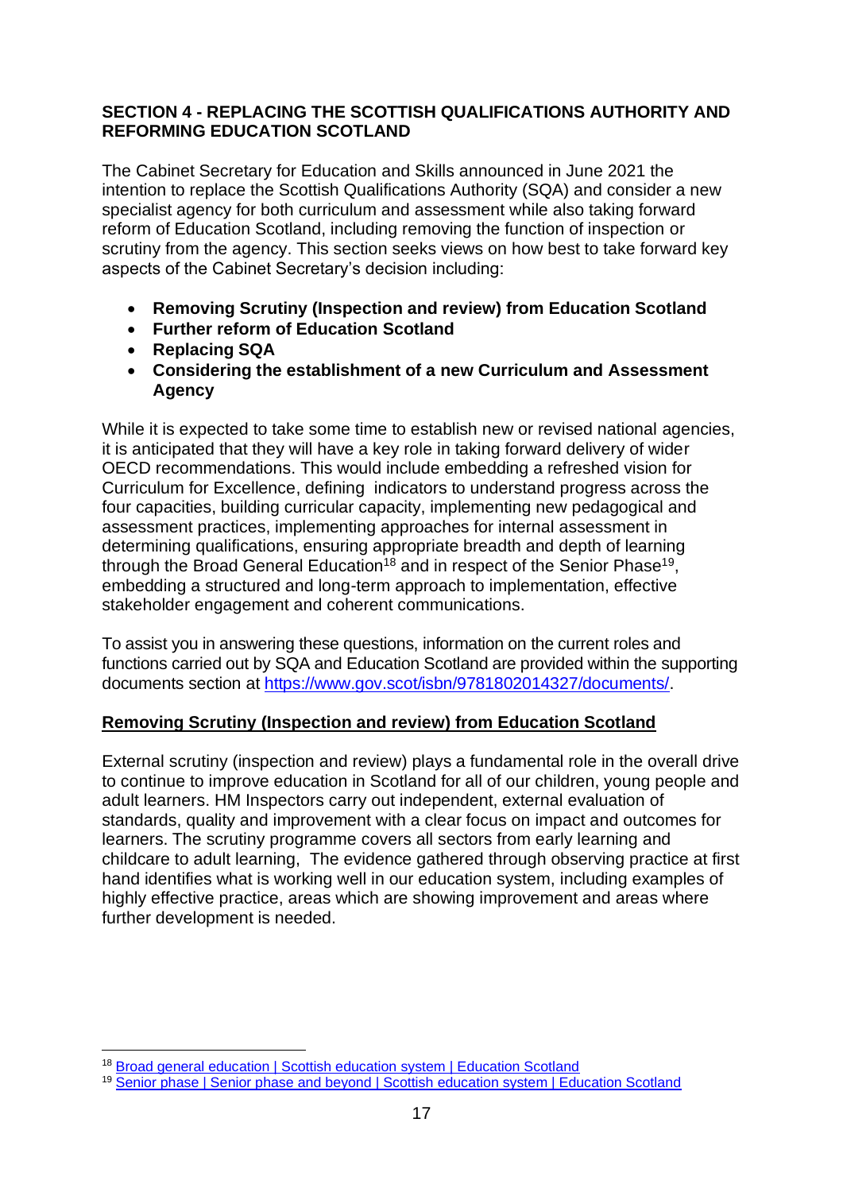## SECTION 4 - REPLACING THE SCOTTISH QUALIFICATIONS AUTHORITY AND REFORMING EDUCATION SCOTLAND

The Cabinet Secretary for Education and Skills announced in June 2021 the intention to replace the Scottish Qualifications Authority (SQA) and consider a new specialist agency for both curriculum and assessment while also taking forward reform of Education Scotland, including removing the function of inspection or scrutiny from the agency. This section seeks views on how best to take forward key aspects of the Cabinet Secretary's decision including:

- **Removing Scrutiny (Inspection and review) from Education Scotland**
- **Further reform of Education Scotland**
- **Replacing SQA**
- **Considering the establishment of a new Curriculum and Assessment Agency**

While it is expected to take some time to establish new or revised national agencies, it is anticipated that they will have a key role in taking forward delivery of wider OECD recommendations. This would include embedding a refreshed vision for Curriculum for Excellence, defining indicators to understand progress across the four capacities, building curricular capacity, implementing new pedagogical and assessment practices, implementing approaches for internal assessment in determining qualifications, ensuring appropriate breadth and depth of learning through the Broad General Education[18] and in respect of the Senior Phase[19], embedding a structured and long-term approach to implementation, effective stakeholder engagement and coherent communications.

To assist you in answering these questions, information on the current roles and functions carried out by SQA and Education Scotland are provided within the supporting documents section at https://www.gov.scot/isbn/9781802014327/documents/.

### Removing Scrutiny (Inspection and review) from Education Scotland

External scrutiny (inspection and review) plays a fundamental role in the overall drive to continue to improve education in Scotland for all of our children, young people and adult learners. HM Inspectors carry out independent, external evaluation of standards, quality and improvement with a clear focus on impact and outcomes for learners. The scrutiny programme covers all sectors from early learning and childcare to adult learning, The evidence gathered through observing practice at first hand identifies what is working well in our education system, including examples of highly effective practice, areas which are showing improvement and areas where further development is needed.

---

[18] Broad general education | Scottish education system | Education Scotland

[19] Senior phase | Senior phase and beyond | Scottish education system | Education Scotland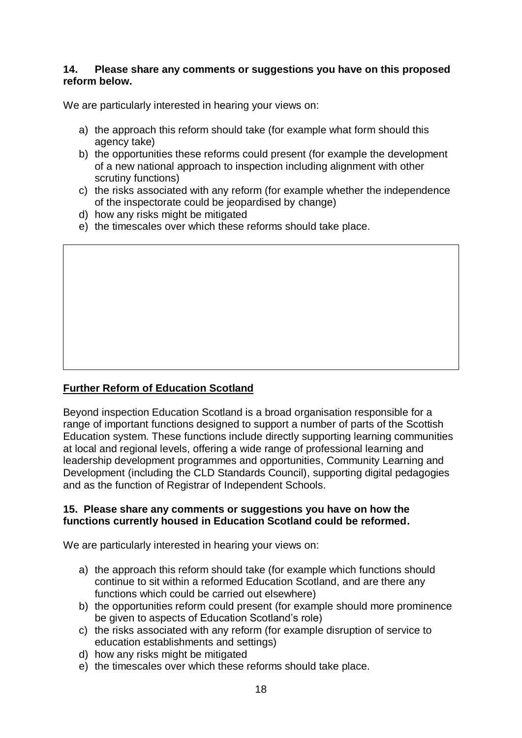**14. Please share any comments or suggestions you have on this proposed reform below.**

We are particularly interested in hearing your views on:

a) the approach this reform should take (for example what form should this agency take)
b) the opportunities these reforms could present (for example the development of a new national approach to inspection including alignment with other scrutiny functions)
c) the risks associated with any reform (for example whether the independence of the inspectorate could be jeopardised by change)
d) how any risks might be mitigated
e) the timescales over which these reforms should take place.

| |
|---|
| |

## Further Reform of Education Scotland

Beyond inspection Education Scotland is a broad organisation responsible for a range of important functions designed to support a number of parts of the Scottish Education system. These functions include directly supporting learning communities at local and regional levels, offering a wide range of professional learning and leadership development programmes and opportunities, Community Learning and Development (including the CLD Standards Council), supporting digital pedagogies and as the function of Registrar of Independent Schools.

**15. Please share any comments or suggestions you have on how the functions currently housed in Education Scotland could be reformed.**

We are particularly interested in hearing your views on:

a) the approach this reform should take (for example which functions should continue to sit within a reformed Education Scotland, and are there any functions which could be carried out elsewhere)
b) the opportunities reform could present (for example should more prominence be given to aspects of Education Scotland's role)
c) the risks associated with any reform (for example disruption of service to education establishments and settings)
d) how any risks might be mitigated
e) the timescales over which these reforms should take place.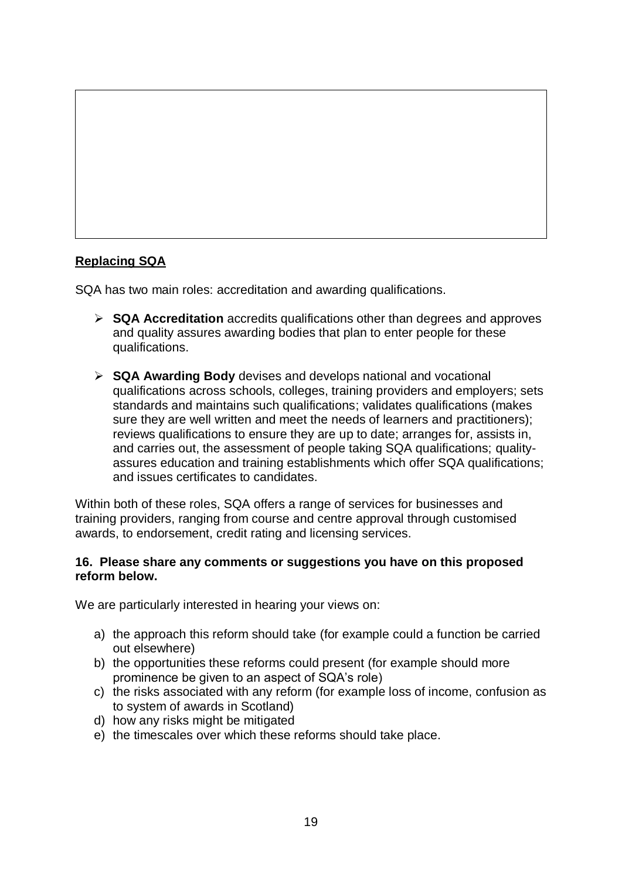## Replacing SQA

SQA has two main roles: accreditation and awarding qualifications.

- **SQA Accreditation** accredits qualifications other than degrees and approves and quality assures awarding bodies that plan to enter people for these qualifications.
- **SQA Awarding Body** devises and develops national and vocational qualifications across schools, colleges, training providers and employers; sets standards and maintains such qualifications; validates qualifications (makes sure they are well written and meet the needs of learners and practitioners); reviews qualifications to ensure they are up to date; arranges for, assists in, and carries out, the assessment of people taking SQA qualifications; quality-assures education and training establishments which offer SQA qualifications; and issues certificates to candidates.

Within both of these roles, SQA offers a range of services for businesses and training providers, ranging from course and centre approval through customised awards, to endorsement, credit rating and licensing services.

**16. Please share any comments or suggestions you have on this proposed reform below.**

We are particularly interested in hearing your views on:

a) the approach this reform should take (for example could a function be carried out elsewhere)
b) the opportunities these reforms could present (for example should more prominence be given to an aspect of SQA's role)
c) the risks associated with any reform (for example loss of income, confusion as to system of awards in Scotland)
d) how any risks might be mitigated
e) the timescales over which these reforms should take place.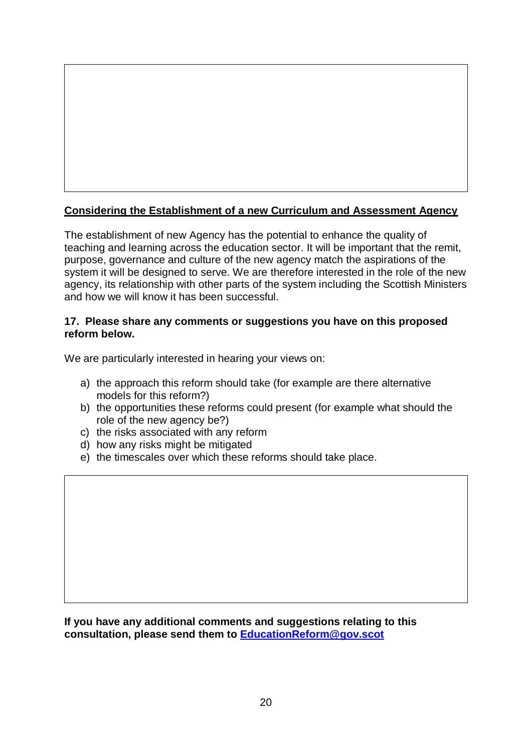**<u>Considering the Establishment of a new Curriculum and Assessment Agency</u>**

The establishment of new Agency has the potential to enhance the quality of teaching and learning across the education sector. It will be important that the remit, purpose, governance and culture of the new agency match the aspirations of the system it will be designed to serve. We are therefore interested in the role of the new agency, its relationship with other parts of the system including the Scottish Ministers and how we will know it has been successful.

**17. Please share any comments or suggestions you have on this proposed reform below.**

We are particularly interested in hearing your views on:

a) the approach this reform should take (for example are there alternative models for this reform?)
b) the opportunities these reforms could present (for example what should the role of the new agency be?)
c) the risks associated with any reform
d) how any risks might be mitigated
e) the timescales over which these reforms should take place.

**If you have any additional comments and suggestions relating to this consultation, please send them to [EducationReform@gov.scot](mailto:EducationReform@gov.scot)**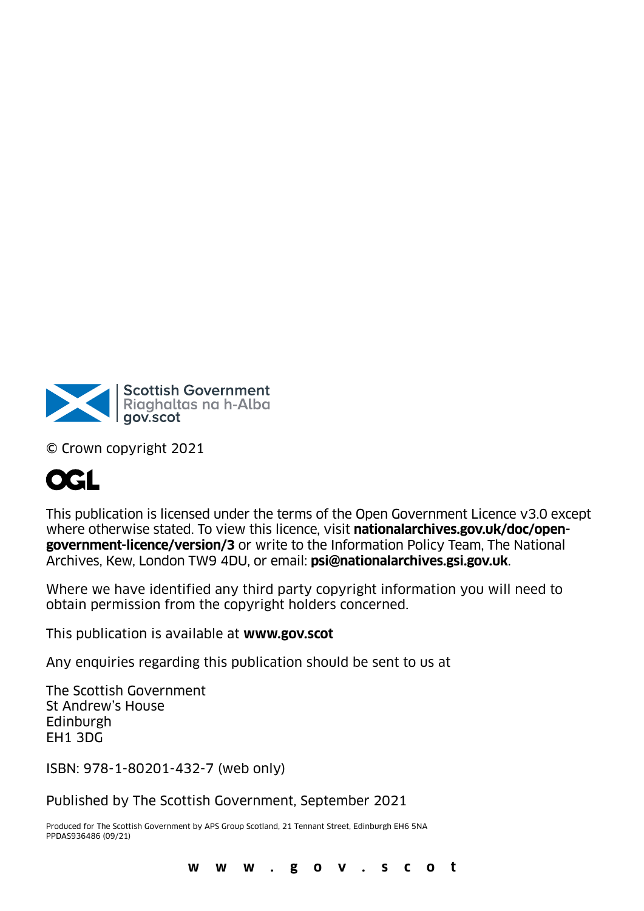Scottish Government
Riaghaltas na h-Alba
gov.scot

© Crown copyright 2021

OGL

This publication is licensed under the terms of the Open Government Licence v3.0 except where otherwise stated. To view this licence, visit **nationalarchives.gov.uk/doc/open-government-licence/version/3** or write to the Information Policy Team, The National Archives, Kew, London TW9 4DU, or email: **psi@nationalarchives.gsi.gov.uk**.

Where we have identified any third party copyright information you will need to obtain permission from the copyright holders concerned.

This publication is available at **www.gov.scot**

Any enquiries regarding this publication should be sent to us at

The Scottish Government
St Andrew's House
Edinburgh
EH1 3DG

ISBN: 978-1-80201-432-7 (web only)

Published by The Scottish Government, September 2021

Produced for The Scottish Government by APS Group Scotland, 21 Tennant Street, Edinburgh EH6 5NA
PPDAS936486 (09/21)

**w w w . g o v . s c o t**